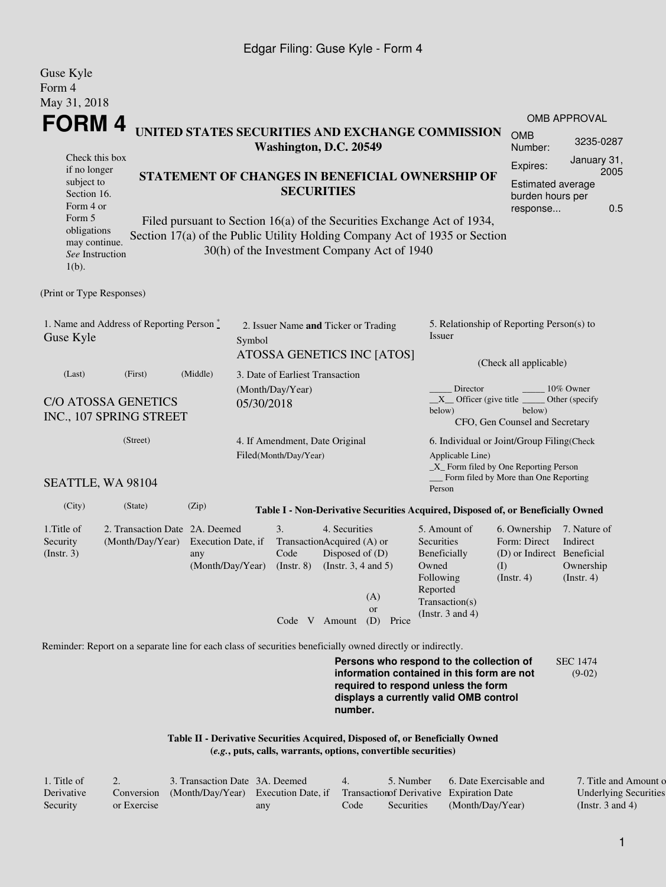Guse Kyle
Form 4
May 31, 2018

# FORM 4

**UNITED STATES SECURITIES AND EXCHANGE COMMISSION**
**Washington, D.C. 20549**

OMB APPROVAL

| | |
|---|---|
| OMB Number: | 3235-0287 |
| Expires: | January 31, 2005 |
| Estimated average burden hours per response... | 0.5 |

Check this box if no longer subject to Section 16. Form 4 or Form 5 obligations may continue. *See* Instruction 1(b).

**STATEMENT OF CHANGES IN BENEFICIAL OWNERSHIP OF SECURITIES**

Filed pursuant to Section 16(a) of the Securities Exchange Act of 1934, Section 17(a) of the Public Utility Holding Company Act of 1935 or Section 30(h) of the Investment Company Act of 1940

(Print or Type Responses)

1. Name and Address of Reporting Person *
Guse Kyle

(Last) (First) (Middle)

C/O ATOSSA GENETICS INC., 107 SPRING STREET

(Street)

SEATTLE, WA 98104

(City) (State) (Zip)

2. Issuer Name **and** Ticker or Trading Symbol
ATOSSA GENETICS INC [ATOS]

3. Date of Earliest Transaction (Month/Day/Year)
05/30/2018

4. If Amendment, Date Original Filed(Month/Day/Year)

5. Relationship of Reporting Person(s) to Issuer

(Check all applicable)

_____ Director _____ 10% Owner
__X__ Officer (give title below) _____ Other (specify below)
CFO, Gen Counsel and Secretary

6. Individual or Joint/Group Filing(Check Applicable Line)
_X_ Form filed by One Reporting Person
___ Form filed by More than One Reporting Person

**Table I - Non-Derivative Securities Acquired, Disposed of, or Beneficially Owned**

| 1.Title of Security (Instr. 3) | 2. Transaction Date (Month/Day/Year) | 2A. Deemed Execution Date, if any (Month/Day/Year) | 3. Transaction Code (Instr. 8) | | 4. Securities Acquired (A) or Disposed of (D) (Instr. 3, 4 and 5) | | | 5. Amount of Securities Beneficially Owned Following Reported Transaction(s) (Instr. 3 and 4) | 6. Ownership Form: Direct (D) or Indirect (I) (Instr. 4) | 7. Nature of Indirect Beneficial Ownership (Instr. 4) |
|---|---|---|---|---|---|---|---|---|---|---|
| | | | Code | V | Amount | (A) or (D) | Price | | | |

Reminder: Report on a separate line for each class of securities beneficially owned directly or indirectly.

**Persons who respond to the collection of information contained in this form are not required to respond unless the form displays a currently valid OMB control number.**

SEC 1474 (9-02)

**Table II - Derivative Securities Acquired, Disposed of, or Beneficially Owned**
**(*e.g.*, puts, calls, warrants, options, convertible securities)**

| 1. Title of Derivative Security | 2. Conversion or Exercise | 3. Transaction Date (Month/Day/Year) | 3A. Deemed Execution Date, if any | 4. Transaction Code | 5. Number of Derivative Securities | 6. Date Exercisable and Expiration Date (Month/Day/Year) | 7. Title and Amount of Underlying Securities (Instr. 3 and 4) |
|---|---|---|---|---|---|---|---|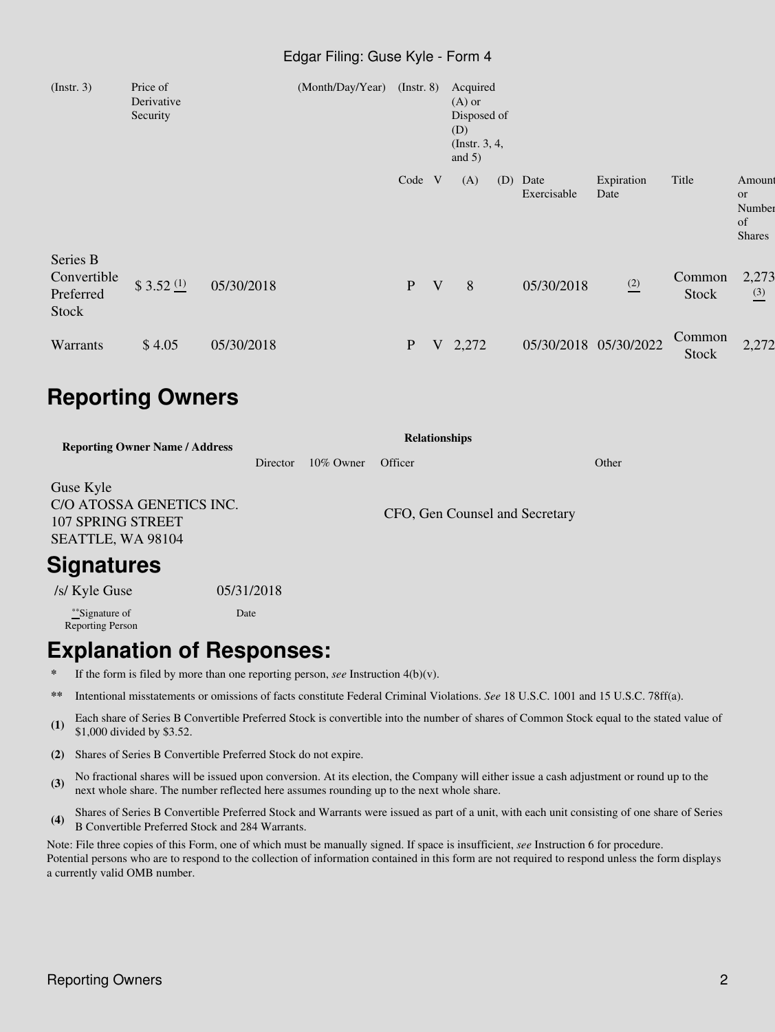| (Instr. 3) | Price of Derivative Security | | (Month/Day/Year) | (Instr. 8) | | Acquired (A) or Disposed of (D) (Instr. 3, 4, and 5) | | | | | |
|---|---|---|---|---|---|---|---|---|---|---|---|
| | | | | Code | V | (A) | (D) | Date Exercisable | Expiration Date | Title | Amount or Number of Shares |
| Series B Convertible Preferred Stock | $ 3.52 (1) | 05/30/2018 | | P | V | 8 | | 05/30/2018 | (2) | Common Stock | 2,273 (3) |
| Warrants | $ 4.05 | 05/30/2018 | | P | V | 2,272 | | 05/30/2018 | 05/30/2022 | Common Stock | 2,272 |

# Reporting Owners

| Reporting Owner Name / Address | Relationships | | | |
|---|---|---|---|---|
| | Director | 10% Owner | Officer | Other |
| Guse Kyle<br>C/O ATOSSA GENETICS INC.<br>107 SPRING STREET<br>SEATTLE, WA 98104 | | | CFO, Gen Counsel and Secretary | |

# Signatures

| /s/ Kyle Guse | 05/31/2018 |
|---|---|
| **Signature of Reporting Person | Date |

# Explanation of Responses:

* If the form is filed by more than one reporting person, *see* Instruction 4(b)(v).

** Intentional misstatements or omissions of facts constitute Federal Criminal Violations. *See* 18 U.S.C. 1001 and 15 U.S.C. 78ff(a).

**(1)** Each share of Series B Convertible Preferred Stock is convertible into the number of shares of Common Stock equal to the stated value of $1,000 divided by $3.52.

**(2)** Shares of Series B Convertible Preferred Stock do not expire.

**(3)** No fractional shares will be issued upon conversion. At its election, the Company will either issue a cash adjustment or round up to the next whole share. The number reflected here assumes rounding up to the next whole share.

**(4)** Shares of Series B Convertible Preferred Stock and Warrants were issued as part of a unit, with each unit consisting of one share of Series B Convertible Preferred Stock and 284 Warrants.

Note: File three copies of this Form, one of which must be manually signed. If space is insufficient, *see* Instruction 6 for procedure.
Potential persons who are to respond to the collection of information contained in this form are not required to respond unless the form displays a currently valid OMB number.